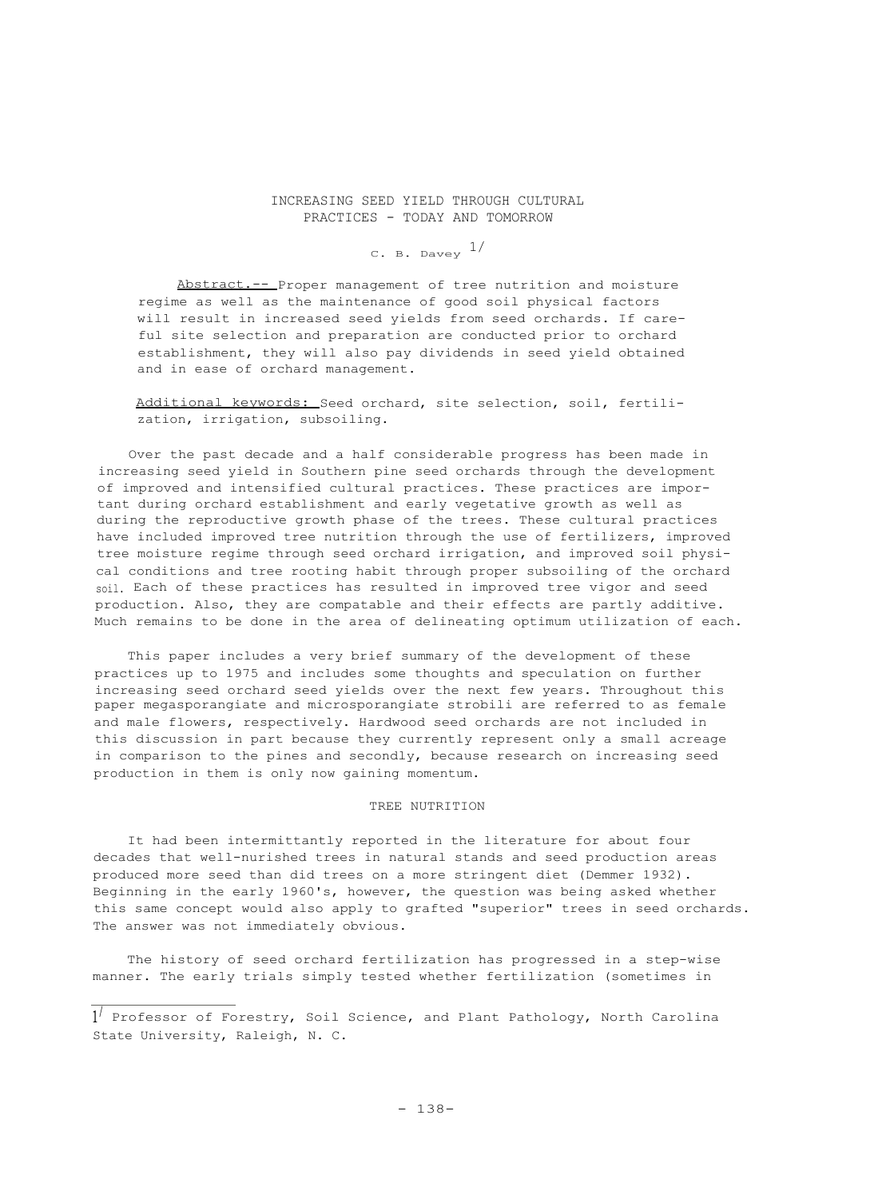# INCREASING SEED YIELD THROUGH CULTURAL PRACTICES - TODAY AND TOMORROW

C. B. Davey [1]

Abstract.-- Proper management of tree nutrition and moisture regime as well as the maintenance of good soil physical factors will result in increased seed yields from seed orchards. If careful site selection and preparation are conducted prior to orchard establishment, they will also pay dividends in seed yield obtained and in ease of orchard management.

Additional keywords: Seed orchard, site selection, soil, fertilization, irrigation, subsoiling.

Over the past decade and a half considerable progress has been made in increasing seed yield in Southern pine seed orchards through the development of improved and intensified cultural practices. These practices are important during orchard establishment and early vegetative growth as well as during the reproductive growth phase of the trees. These cultural practices have included improved tree nutrition through the use of fertilizers, improved tree moisture regime through seed orchard irrigation, and improved soil physical conditions and tree rooting habit through proper subsoiling of the orchard soil. Each of these practices has resulted in improved tree vigor and seed production. Also, they are compatable and their effects are partly additive. Much remains to be done in the area of delineating optimum utilization of each.

This paper includes a very brief summary of the development of these practices up to 1975 and includes some thoughts and speculation on further increasing seed orchard seed yields over the next few years. Throughout this paper megasporangiate and microsporangiate strobili are referred to as female and male flowers, respectively. Hardwood seed orchards are not included in this discussion in part because they currently represent only a small acreage in comparison to the pines and secondly, because research on increasing seed production in them is only now gaining momentum.

## TREE NUTRITION

It had been intermittantly reported in the literature for about four decades that well-nurished trees in natural stands and seed production areas produced more seed than did trees on a more stringent diet (Demmer 1932). Beginning in the early 1960's, however, the question was being asked whether this same concept would also apply to grafted "superior" trees in seed orchards. The answer was not immediately obvious.

The history of seed orchard fertilization has progressed in a step-wise manner. The early trials simply tested whether fertilization (sometimes in

---

[1] Professor of Forestry, Soil Science, and Plant Pathology, North Carolina State University, Raleigh, N. C.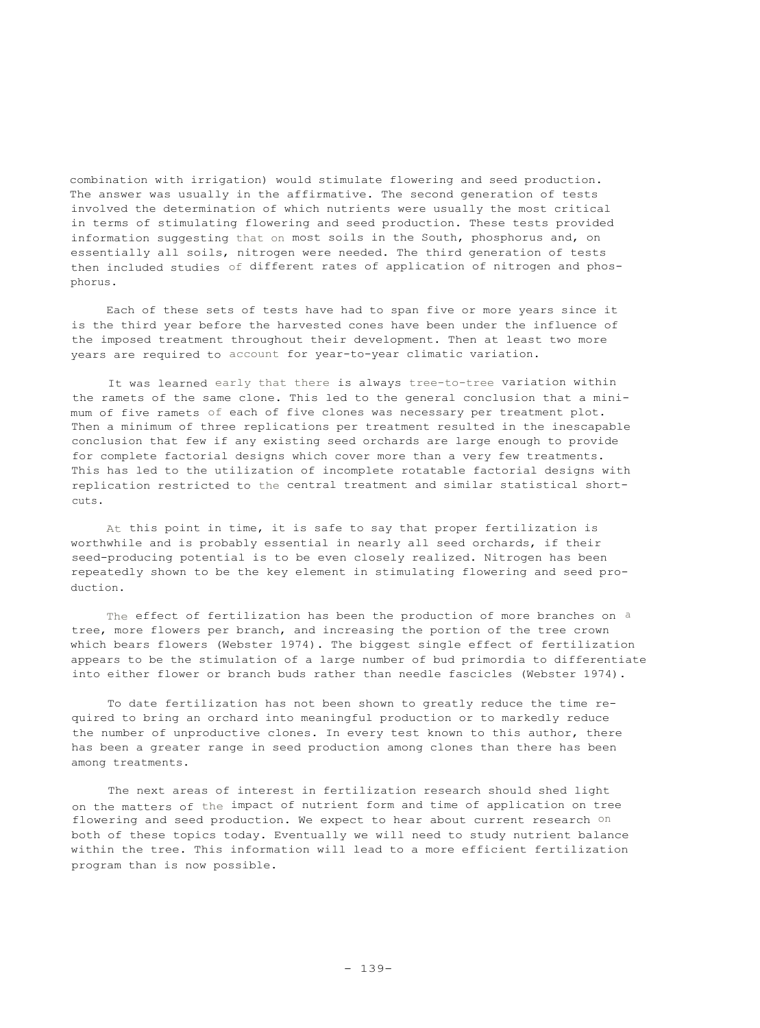combination with irrigation) would stimulate flowering and seed production. The answer was usually in the affirmative. The second generation of tests involved the determination of which nutrients were usually the most critical in terms of stimulating flowering and seed production. These tests provided information suggesting that on most soils in the South, phosphorus and, on essentially all soils, nitrogen were needed. The third generation of tests then included studies of different rates of application of nitrogen and phosphorus.

Each of these sets of tests have had to span five or more years since it is the third year before the harvested cones have been under the influence of the imposed treatment throughout their development. Then at least two more years are required to account for year-to-year climatic variation.

It was learned early that there is always tree-to-tree variation within the ramets of the same clone. This led to the general conclusion that a minimum of five ramets of each of five clones was necessary per treatment plot. Then a minimum of three replications per treatment resulted in the inescapable conclusion that few if any existing seed orchards are large enough to provide for complete factorial designs which cover more than a very few treatments. This has led to the utilization of incomplete rotatable factorial designs with replication restricted to the central treatment and similar statistical shortcuts.

At this point in time, it is safe to say that proper fertilization is worthwhile and is probably essential in nearly all seed orchards, if their seed-producing potential is to be even closely realized. Nitrogen has been repeatedly shown to be the key element in stimulating flowering and seed production.

The effect of fertilization has been the production of more branches on a tree, more flowers per branch, and increasing the portion of the tree crown which bears flowers (Webster 1974). The biggest single effect of fertilization appears to be the stimulation of a large number of bud primordia to differentiate into either flower or branch buds rather than needle fascicles (Webster 1974).

To date fertilization has not been shown to greatly reduce the time required to bring an orchard into meaningful production or to markedly reduce the number of unproductive clones. In every test known to this author, there has been a greater range in seed production among clones than there has been among treatments.

The next areas of interest in fertilization research should shed light on the matters of the impact of nutrient form and time of application on tree flowering and seed production. We expect to hear about current research on both of these topics today. Eventually we will need to study nutrient balance within the tree. This information will lead to a more efficient fertilization program than is now possible.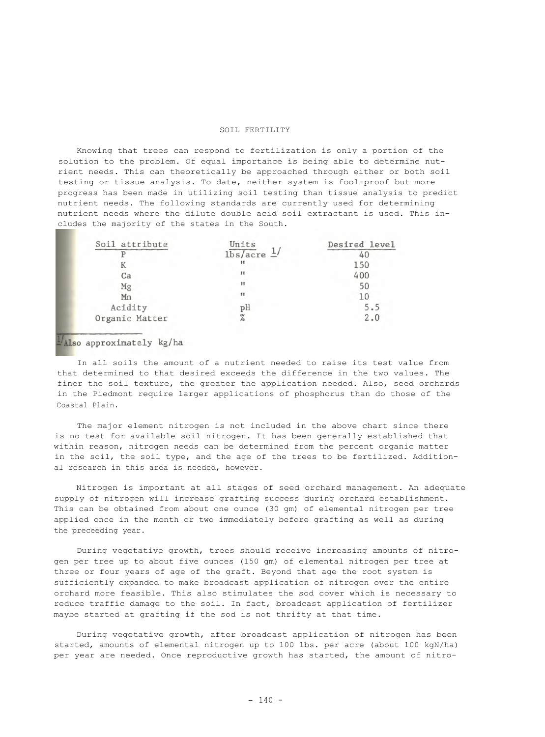## SOIL FERTILITY

Knowing that trees can respond to fertilization is only a portion of the solution to the problem. Of equal importance is being able to determine nutrient needs. This can theoretically be approached through either or both soil testing or tissue analysis. To date, neither system is fool-proof but more progress has been made in utilizing soil testing than tissue analysis to predict nutrient needs. The following standards are currently used for determining nutrient needs where the dilute double acid soil extractant is used. This includes the majority of the states in the South.

| Soil attribute | Units | Desired level |
|---|---|---|
| P | lbs/acre [1/] | 40 |
| K | " | 150 |
| Ca | " | 400 |
| Mg | " | 50 |
| Mn | " | 10 |
| Acidity | pH | 5.5 |
| Organic Matter | % | 2.0 |

[1/] Also approximately kg/ha

In all soils the amount of a nutrient needed to raise its test value from that determined to that desired exceeds the difference in the two values. The finer the soil texture, the greater the application needed. Also, seed orchards in the Piedmont require larger applications of phosphorus than do those of the Coastal Plain.

The major element nitrogen is not included in the above chart since there is no test for available soil nitrogen. It has been generally established that within reason, nitrogen needs can be determined from the percent organic matter in the soil, the soil type, and the age of the trees to be fertilized. Additional research in this area is needed, however.

Nitrogen is important at all stages of seed orchard management. An adequate supply of nitrogen will increase grafting success during orchard establishment. This can be obtained from about one ounce (30 gm) of elemental nitrogen per tree applied once in the month or two immediately before grafting as well as during the preceeding year.

During vegetative growth, trees should receive increasing amounts of nitrogen per tree up to about five ounces (150 gm) of elemental nitrogen per tree at three or four years of age of the graft. Beyond that age the root system is sufficiently expanded to make broadcast application of nitrogen over the entire orchard more feasible. This also stimulates the sod cover which is necessary to reduce traffic damage to the soil. In fact, broadcast application of fertilizer maybe started at grafting if the sod is not thrifty at that time.

During vegetative growth, after broadcast application of nitrogen has been started, amounts of elemental nitrogen up to 100 lbs. per acre (about 100 kgN/ha) per year are needed. Once reproductive growth has started, the amount of nitro-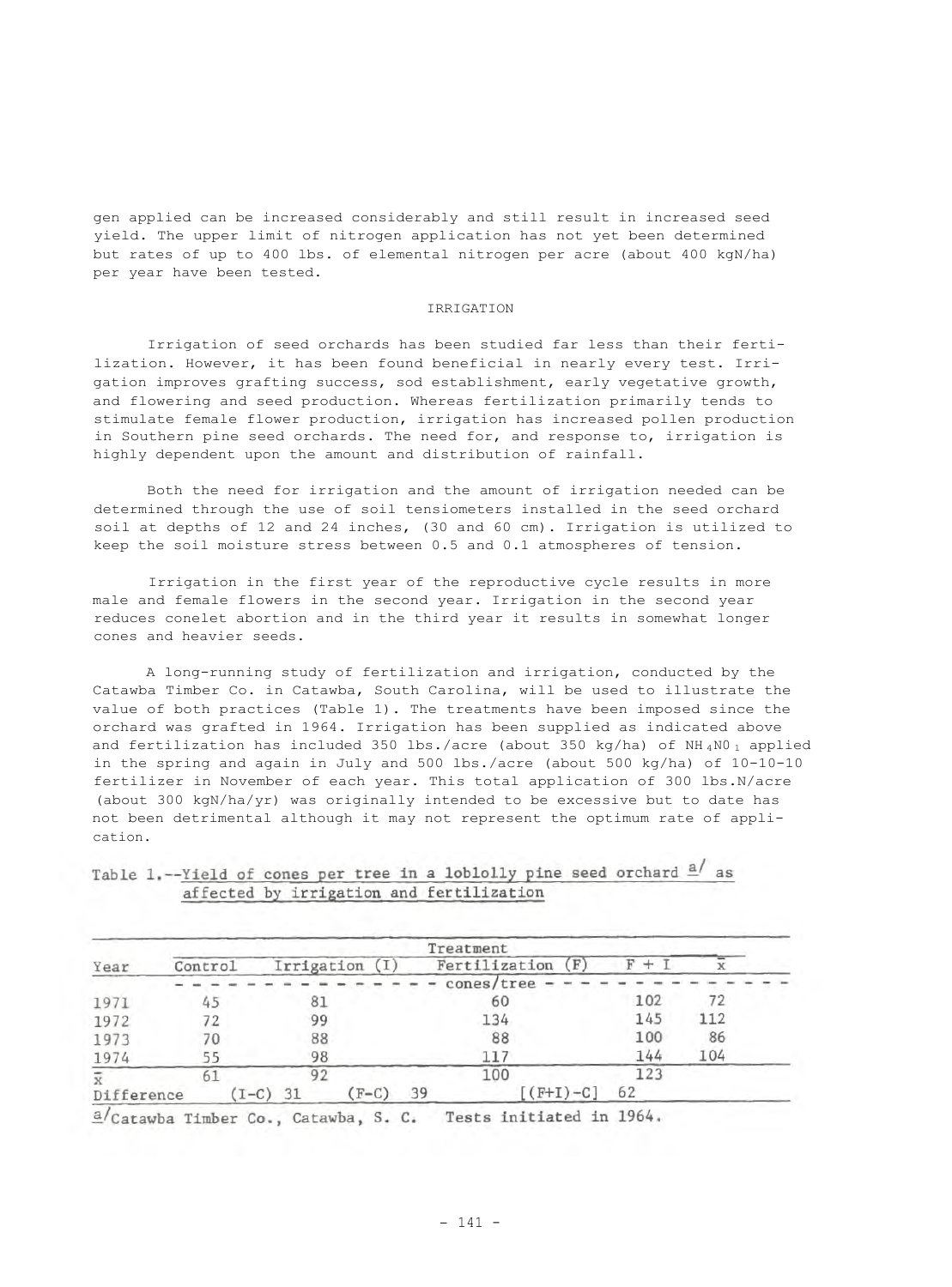gen applied can be increased considerably and still result in increased seed yield. The upper limit of nitrogen application has not yet been determined but rates of up to 400 lbs. of elemental nitrogen per acre (about 400 kgN/ha) per year have been tested.

## IRRIGATION

Irrigation of seed orchards has been studied far less than their fertilization. However, it has been found beneficial in nearly every test. Irrigation improves grafting success, sod establishment, early vegetative growth, and flowering and seed production. Whereas fertilization primarily tends to stimulate female flower production, irrigation has increased pollen production in Southern pine seed orchards. The need for, and response to, irrigation is highly dependent upon the amount and distribution of rainfall.

Both the need for irrigation and the amount of irrigation needed can be determined through the use of soil tensiometers installed in the seed orchard soil at depths of 12 and 24 inches, (30 and 60 cm). Irrigation is utilized to keep the soil moisture stress between 0.5 and 0.1 atmospheres of tension.

Irrigation in the first year of the reproductive cycle results in more male and female flowers in the second year. Irrigation in the second year reduces conelet abortion and in the third year it results in somewhat longer cones and heavier seeds.

A long-running study of fertilization and irrigation, conducted by the Catawba Timber Co. in Catawba, South Carolina, will be used to illustrate the value of both practices (Table 1). The treatments have been imposed since the orchard was grafted in 1964. Irrigation has been supplied as indicated above and fertilization has included 350 lbs./acre (about 350 kg/ha) of $NH_4NO_3$ applied in the spring and again in July and 500 lbs./acre (about 500 kg/ha) of 10-10-10 fertilizer in November of each year. This total application of 300 lbs.N/acre (about 300 kgN/ha/yr) was originally intended to be excessive but to date has not been detrimental although it may not represent the optimum rate of application.

Table 1.--Yield of cones per tree in a loblolly pine seed orchard [a] as affected by irrigation and fertilization

| Year | Control | Irrigation (I) | Fertilization (F) | F + I | $\bar{x}$ |
|---|---|---|---|---|---|
| | cones/tree | | | | |
| 1971 | 45 | 81 | 60 | 102 | 72 |
| 1972 | 72 | 99 | 134 | 145 | 112 |
| 1973 | 70 | 88 | 88 | 100 | 86 |
| 1974 | 55 | 98 | 117 | 144 | 104 |
| $\bar{x}$ | 61 | 92 | 100 | 123 | |
| Difference | (I-C) 31 | (F-C) 39 | [(F+I)-C] 62 | | |

[a] Catawba Timber Co., Catawba, S. C. Tests initiated in 1964.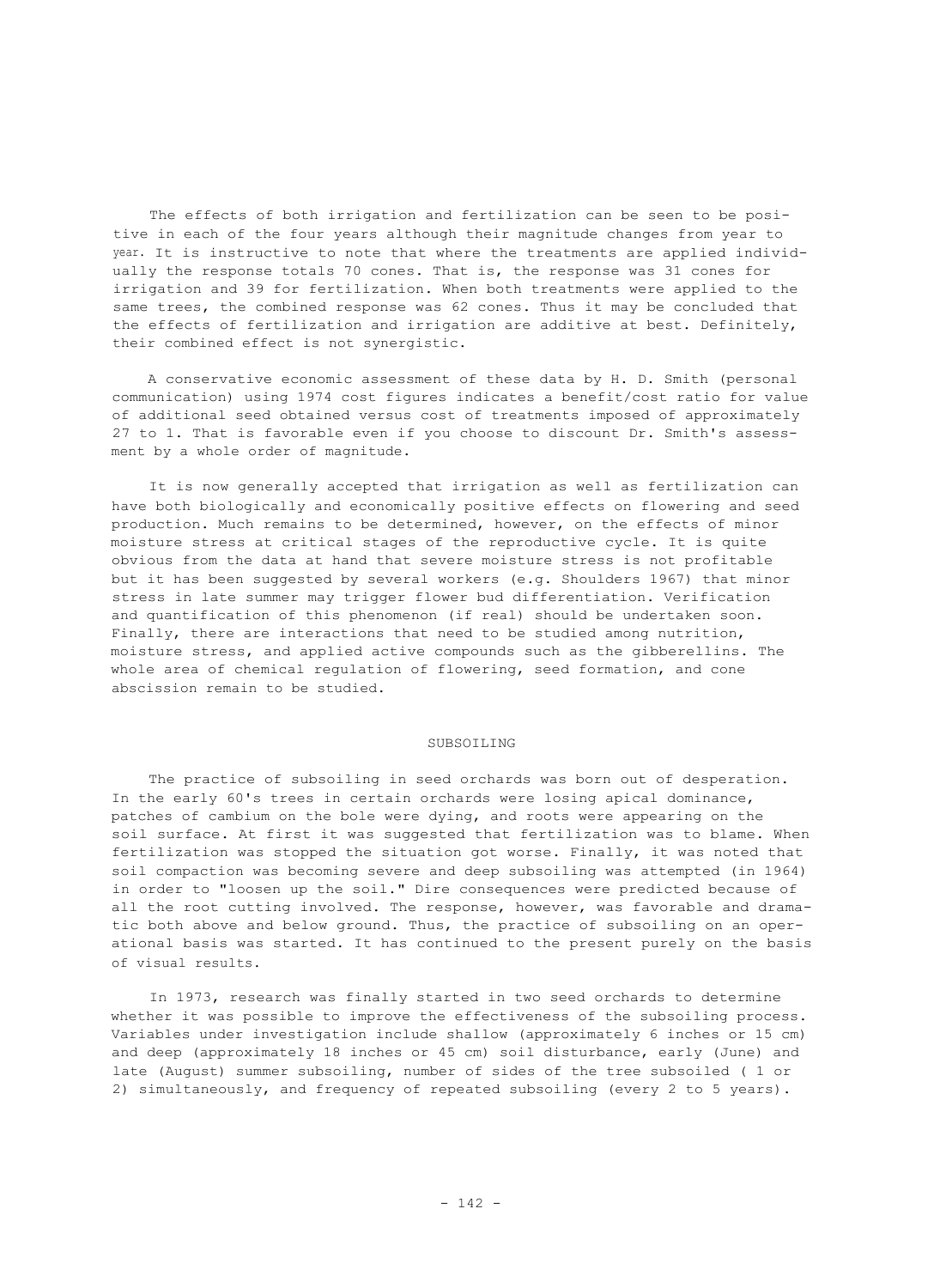The effects of both irrigation and fertilization can be seen to be positive in each of the four years although their magnitude changes from year to year. It is instructive to note that where the treatments are applied individually the response totals 70 cones. That is, the response was 31 cones for irrigation and 39 for fertilization. When both treatments were applied to the same trees, the combined response was 62 cones. Thus it may be concluded that the effects of fertilization and irrigation are additive at best. Definitely, their combined effect is not synergistic.

A conservative economic assessment of these data by H. D. Smith (personal communication) using 1974 cost figures indicates a benefit/cost ratio for value of additional seed obtained versus cost of treatments imposed of approximately 27 to 1. That is favorable even if you choose to discount Dr. Smith's assessment by a whole order of magnitude.

It is now generally accepted that irrigation as well as fertilization can have both biologically and economically positive effects on flowering and seed production. Much remains to be determined, however, on the effects of minor moisture stress at critical stages of the reproductive cycle. It is quite obvious from the data at hand that severe moisture stress is not profitable but it has been suggested by several workers (e.g. Shoulders 1967) that minor stress in late summer may trigger flower bud differentiation. Verification and quantification of this phenomenon (if real) should be undertaken soon. Finally, there are interactions that need to be studied among nutrition, moisture stress, and applied active compounds such as the gibberellins. The whole area of chemical regulation of flowering, seed formation, and cone abscission remain to be studied.

## SUBSOILING

The practice of subsoiling in seed orchards was born out of desperation. In the early 60's trees in certain orchards were losing apical dominance, patches of cambium on the bole were dying, and roots were appearing on the soil surface. At first it was suggested that fertilization was to blame. When fertilization was stopped the situation got worse. Finally, it was noted that soil compaction was becoming severe and deep subsoiling was attempted (in 1964) in order to "loosen up the soil." Dire consequences were predicted because of all the root cutting involved. The response, however, was favorable and dramatic both above and below ground. Thus, the practice of subsoiling on an operational basis was started. It has continued to the present purely on the basis of visual results.

In 1973, research was finally started in two seed orchards to determine whether it was possible to improve the effectiveness of the subsoiling process. Variables under investigation include shallow (approximately 6 inches or 15 cm) and deep (approximately 18 inches or 45 cm) soil disturbance, early (June) and late (August) summer subsoiling, number of sides of the tree subsoiled ( 1 or 2) simultaneously, and frequency of repeated subsoiling (every 2 to 5 years).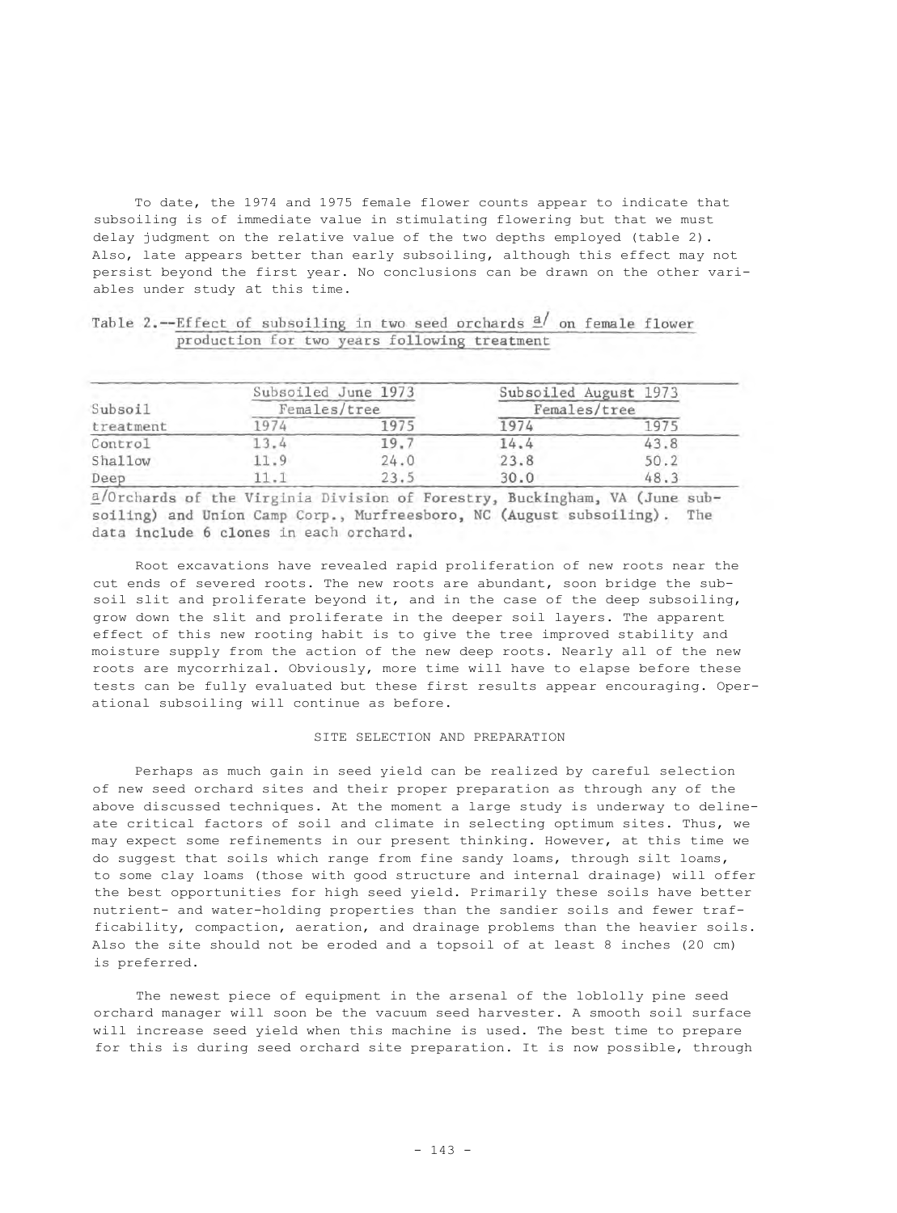To date, the 1974 and 1975 female flower counts appear to indicate that subsoiling is of immediate value in stimulating flowering but that we must delay judgment on the relative value of the two depths employed (table 2). Also, late appears better than early subsoiling, although this effect may not persist beyond the first year. No conclusions can be drawn on the other variables under study at this time.

Table 2.--Effect of subsoiling in two seed orchards [a] on female flower production for two years following treatment

| Subsoil treatment | Subsoiled June 1973 Females/tree | | Subsoiled August 1973 Females/tree | |
|---|---|---|---|---|
| | 1974 | 1975 | 1974 | 1975 |
| Control | 13.4 | 19.7 | 14.4 | 43.8 |
| Shallow | 11.9 | 24.0 | 23.8 | 50.2 |
| Deep | 11.1 | 23.5 | 30.0 | 48.3 |

[a]Orchards of the Virginia Division of Forestry, Buckingham, VA (June subsoiling) and Union Camp Corp., Murfreesboro, NC (August subsoiling). The data include 6 clones in each orchard.

Root excavations have revealed rapid proliferation of new roots near the cut ends of severed roots. The new roots are abundant, soon bridge the subsoil slit and proliferate beyond it, and in the case of the deep subsoiling, grow down the slit and proliferate in the deeper soil layers. The apparent effect of this new rooting habit is to give the tree improved stability and moisture supply from the action of the new deep roots. Nearly all of the new roots are mycorrhizal. Obviously, more time will have to elapse before these tests can be fully evaluated but these first results appear encouraging. Operational subsoiling will continue as before.

## SITE SELECTION AND PREPARATION

Perhaps as much gain in seed yield can be realized by careful selection of new seed orchard sites and their proper preparation as through any of the above discussed techniques. At the moment a large study is underway to delineate critical factors of soil and climate in selecting optimum sites. Thus, we may expect some refinements in our present thinking. However, at this time we do suggest that soils which range from fine sandy loams, through silt loams, to some clay loams (those with good structure and internal drainage) will offer the best opportunities for high seed yield. Primarily these soils have better nutrient- and water-holding properties than the sandier soils and fewer trafficability, compaction, aeration, and drainage problems than the heavier soils. Also the site should not be eroded and a topsoil of at least 8 inches (20 cm) is preferred.

The newest piece of equipment in the arsenal of the loblolly pine seed orchard manager will soon be the vacuum seed harvester. A smooth soil surface will increase seed yield when this machine is used. The best time to prepare for this is during seed orchard site preparation. It is now possible, through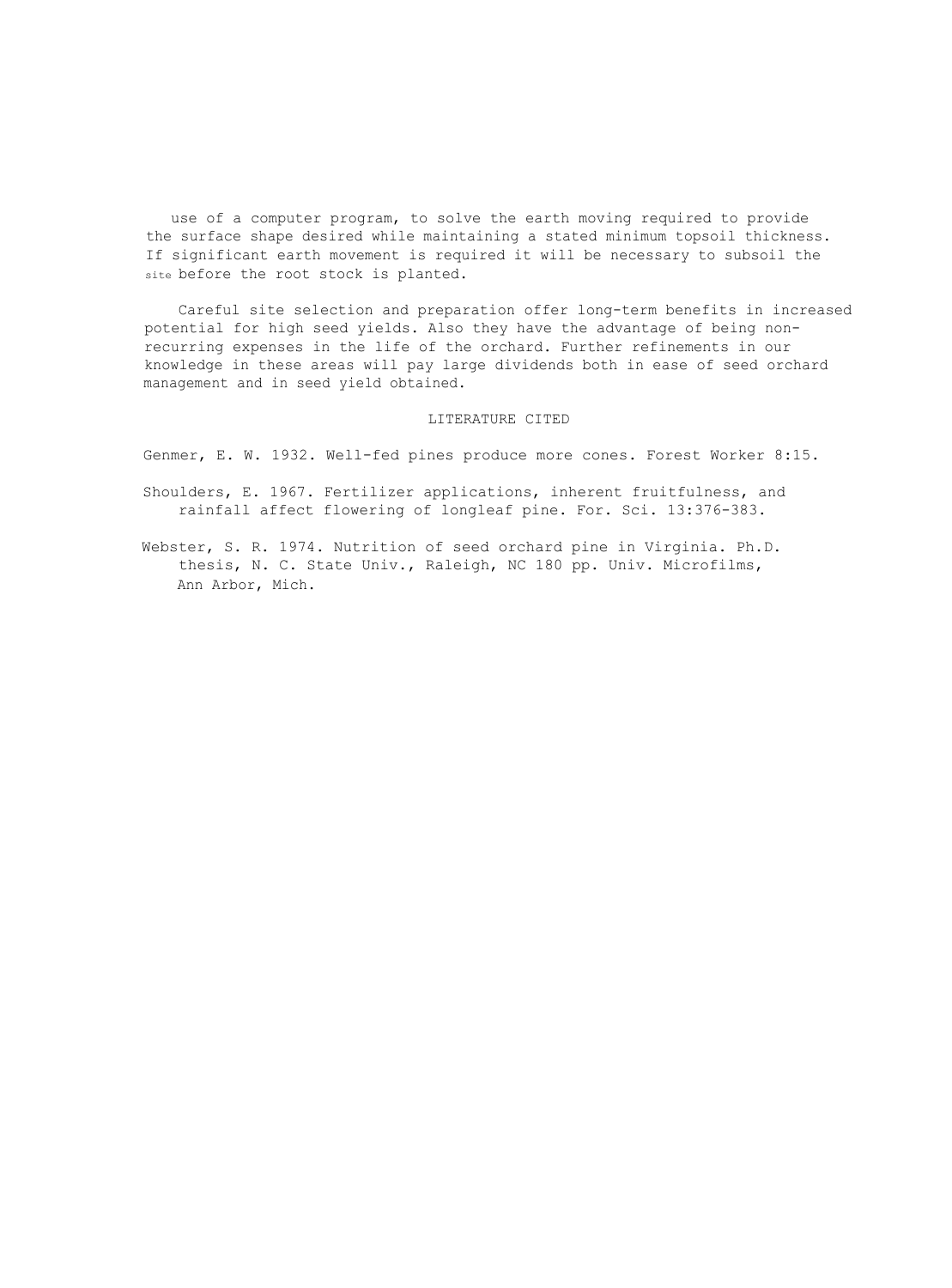use of a computer program, to solve the earth moving required to provide the surface shape desired while maintaining a stated minimum topsoil thickness. If significant earth movement is required it will be necessary to subsoil the site before the root stock is planted.

Careful site selection and preparation offer long-term benefits in increased potential for high seed yields. Also they have the advantage of being non-recurring expenses in the life of the orchard. Further refinements in our knowledge in these areas will pay large dividends both in ease of seed orchard management and in seed yield obtained.

## LITERATURE CITED

Genmer, E. W. 1932. Well-fed pines produce more cones. Forest Worker 8:15.

Shoulders, E. 1967. Fertilizer applications, inherent fruitfulness, and rainfall affect flowering of longleaf pine. For. Sci. 13:376-383.

Webster, S. R. 1974. Nutrition of seed orchard pine in Virginia. Ph.D. thesis, N. C. State Univ., Raleigh, NC 180 pp. Univ. Microfilms, Ann Arbor, Mich.